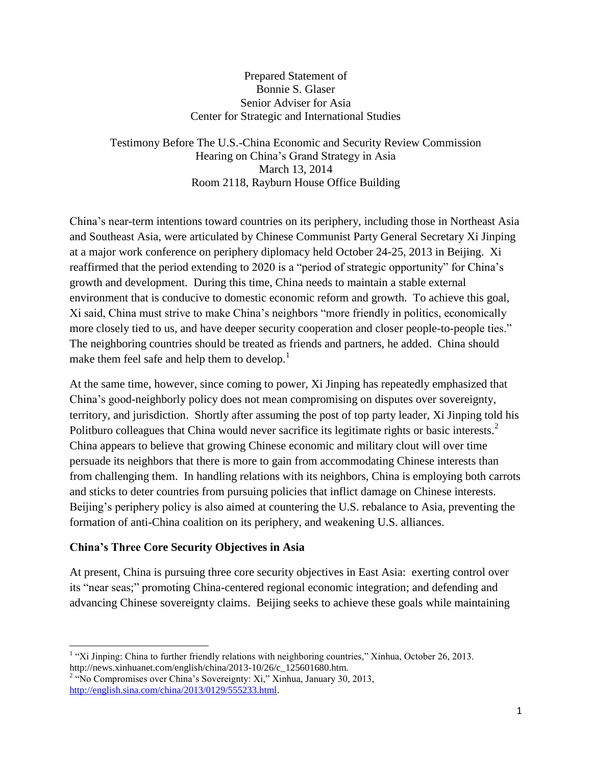Prepared Statement of
Bonnie S. Glaser
Senior Adviser for Asia
Center for Strategic and International Studies

Testimony Before The U.S.-China Economic and Security Review Commission
Hearing on China's Grand Strategy in Asia
March 13, 2014
Room 2118, Rayburn House Office Building

China's near-term intentions toward countries on its periphery, including those in Northeast Asia and Southeast Asia, were articulated by Chinese Communist Party General Secretary Xi Jinping at a major work conference on periphery diplomacy held October 24-25, 2013 in Beijing. Xi reaffirmed that the period extending to 2020 is a "period of strategic opportunity" for China's growth and development. During this time, China needs to maintain a stable external environment that is conducive to domestic economic reform and growth. To achieve this goal, Xi said, China must strive to make China's neighbors "more friendly in politics, economically more closely tied to us, and have deeper security cooperation and closer people-to-people ties." The neighboring countries should be treated as friends and partners, he added. China should make them feel safe and help them to develop.[1]

At the same time, however, since coming to power, Xi Jinping has repeatedly emphasized that China's good-neighborly policy does not mean compromising on disputes over sovereignty, territory, and jurisdiction. Shortly after assuming the post of top party leader, Xi Jinping told his Politburo colleagues that China would never sacrifice its legitimate rights or basic interests.[2] China appears to believe that growing Chinese economic and military clout will over time persuade its neighbors that there is more to gain from accommodating Chinese interests than from challenging them. In handling relations with its neighbors, China is employing both carrots and sticks to deter countries from pursuing policies that inflict damage on Chinese interests. Beijing's periphery policy is also aimed at countering the U.S. rebalance to Asia, preventing the formation of anti-China coalition on its periphery, and weakening U.S. alliances.

**China's Three Core Security Objectives in Asia**

At present, China is pursuing three core security objectives in East Asia: exerting control over its "near seas;" promoting China-centered regional economic integration; and defending and advancing Chinese sovereignty claims. Beijing seeks to achieve these goals while maintaining

---

[1] "Xi Jinping: China to further friendly relations with neighboring countries," Xinhua, October 26, 2013. http://news.xinhuanet.com/english/china/2013-10/26/c_125601680.htm.

[2] "No Compromises over China's Sovereignty: Xi," Xinhua, January 30, 2013, http://english.sina.com/china/2013/0129/555233.html.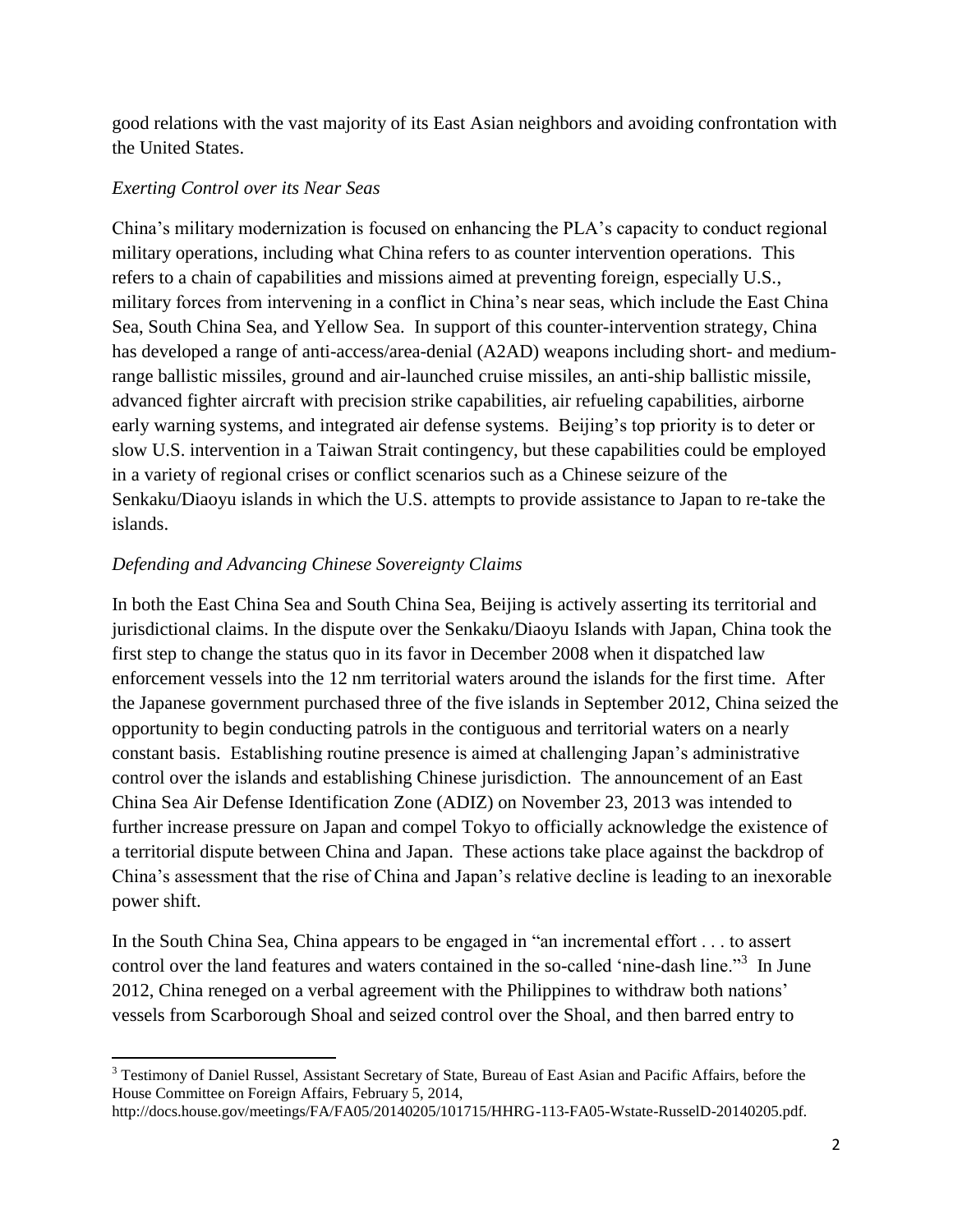good relations with the vast majority of its East Asian neighbors and avoiding confrontation with the United States.

### *Exerting Control over its Near Seas*

China's military modernization is focused on enhancing the PLA's capacity to conduct regional military operations, including what China refers to as counter intervention operations. This refers to a chain of capabilities and missions aimed at preventing foreign, especially U.S., military forces from intervening in a conflict in China's near seas, which include the East China Sea, South China Sea, and Yellow Sea. In support of this counter-intervention strategy, China has developed a range of anti-access/area-denial (A2AD) weapons including short- and medium-range ballistic missiles, ground and air-launched cruise missiles, an anti-ship ballistic missile, advanced fighter aircraft with precision strike capabilities, air refueling capabilities, airborne early warning systems, and integrated air defense systems. Beijing's top priority is to deter or slow U.S. intervention in a Taiwan Strait contingency, but these capabilities could be employed in a variety of regional crises or conflict scenarios such as a Chinese seizure of the Senkaku/Diaoyu islands in which the U.S. attempts to provide assistance to Japan to re-take the islands.

### *Defending and Advancing Chinese Sovereignty Claims*

In both the East China Sea and South China Sea, Beijing is actively asserting its territorial and jurisdictional claims. In the dispute over the Senkaku/Diaoyu Islands with Japan, China took the first step to change the status quo in its favor in December 2008 when it dispatched law enforcement vessels into the 12 nm territorial waters around the islands for the first time. After the Japanese government purchased three of the five islands in September 2012, China seized the opportunity to begin conducting patrols in the contiguous and territorial waters on a nearly constant basis. Establishing routine presence is aimed at challenging Japan's administrative control over the islands and establishing Chinese jurisdiction. The announcement of an East China Sea Air Defense Identification Zone (ADIZ) on November 23, 2013 was intended to further increase pressure on Japan and compel Tokyo to officially acknowledge the existence of a territorial dispute between China and Japan. These actions take place against the backdrop of China's assessment that the rise of China and Japan's relative decline is leading to an inexorable power shift.

In the South China Sea, China appears to be engaged in "an incremental effort . . . to assert control over the land features and waters contained in the so-called 'nine-dash line.'"[3] In June 2012, China reneged on a verbal agreement with the Philippines to withdraw both nations' vessels from Scarborough Shoal and seized control over the Shoal, and then barred entry to

---

[3] Testimony of Daniel Russel, Assistant Secretary of State, Bureau of East Asian and Pacific Affairs, before the House Committee on Foreign Affairs, February 5, 2014, http://docs.house.gov/meetings/FA/FA05/20140205/101715/HHRG-113-FA05-Wstate-RusselD-20140205.pdf.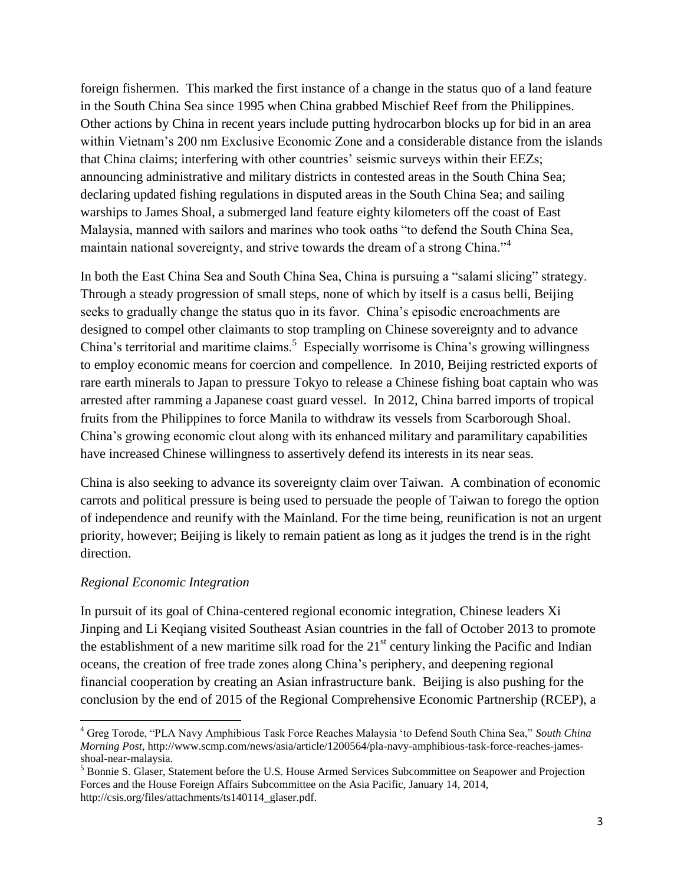foreign fishermen. This marked the first instance of a change in the status quo of a land feature in the South China Sea since 1995 when China grabbed Mischief Reef from the Philippines. Other actions by China in recent years include putting hydrocarbon blocks up for bid in an area within Vietnam's 200 nm Exclusive Economic Zone and a considerable distance from the islands that China claims; interfering with other countries' seismic surveys within their EEZs; announcing administrative and military districts in contested areas in the South China Sea; declaring updated fishing regulations in disputed areas in the South China Sea; and sailing warships to James Shoal, a submerged land feature eighty kilometers off the coast of East Malaysia, manned with sailors and marines who took oaths "to defend the South China Sea, maintain national sovereignty, and strive towards the dream of a strong China."[4]

In both the East China Sea and South China Sea, China is pursuing a "salami slicing" strategy. Through a steady progression of small steps, none of which by itself is a casus belli, Beijing seeks to gradually change the status quo in its favor. China's episodic encroachments are designed to compel other claimants to stop trampling on Chinese sovereignty and to advance China's territorial and maritime claims.[5] Especially worrisome is China's growing willingness to employ economic means for coercion and compellence. In 2010, Beijing restricted exports of rare earth minerals to Japan to pressure Tokyo to release a Chinese fishing boat captain who was arrested after ramming a Japanese coast guard vessel. In 2012, China barred imports of tropical fruits from the Philippines to force Manila to withdraw its vessels from Scarborough Shoal. China's growing economic clout along with its enhanced military and paramilitary capabilities have increased Chinese willingness to assertively defend its interests in its near seas.

China is also seeking to advance its sovereignty claim over Taiwan. A combination of economic carrots and political pressure is being used to persuade the people of Taiwan to forego the option of independence and reunify with the Mainland. For the time being, reunification is not an urgent priority, however; Beijing is likely to remain patient as long as it judges the trend is in the right direction.

### *Regional Economic Integration*

In pursuit of its goal of China-centered regional economic integration, Chinese leaders Xi Jinping and Li Keqiang visited Southeast Asian countries in the fall of October 2013 to promote the establishment of a new maritime silk road for the 21st century linking the Pacific and Indian oceans, the creation of free trade zones along China's periphery, and deepening regional financial cooperation by creating an Asian infrastructure bank. Beijing is also pushing for the conclusion by the end of 2015 of the Regional Comprehensive Economic Partnership (RCEP), a

---

[4] Greg Torode, "PLA Navy Amphibious Task Force Reaches Malaysia 'to Defend South China Sea,'" *South China Morning Post*, http://www.scmp.com/news/asia/article/1200564/pla-navy-amphibious-task-force-reaches-james-shoal-near-malaysia.

[5] Bonnie S. Glaser, Statement before the U.S. House Armed Services Subcommittee on Seapower and Projection Forces and the House Foreign Affairs Subcommittee on the Asia Pacific, January 14, 2014, http://csis.org/files/attachments/ts140114_glaser.pdf.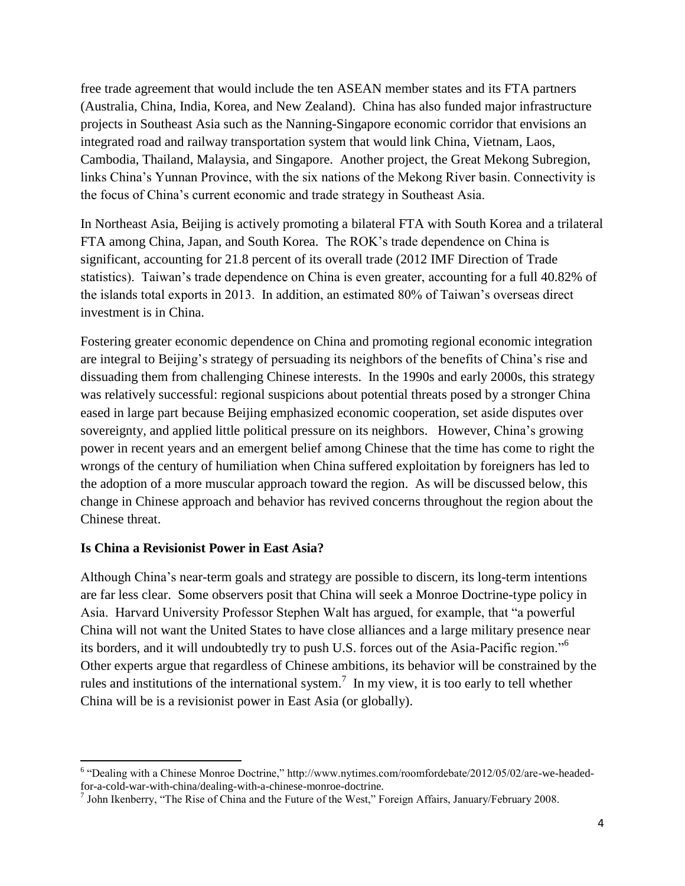free trade agreement that would include the ten ASEAN member states and its FTA partners (Australia, China, India, Korea, and New Zealand). China has also funded major infrastructure projects in Southeast Asia such as the Nanning-Singapore economic corridor that envisions an integrated road and railway transportation system that would link China, Vietnam, Laos, Cambodia, Thailand, Malaysia, and Singapore. Another project, the Great Mekong Subregion, links China's Yunnan Province, with the six nations of the Mekong River basin. Connectivity is the focus of China's current economic and trade strategy in Southeast Asia.

In Northeast Asia, Beijing is actively promoting a bilateral FTA with South Korea and a trilateral FTA among China, Japan, and South Korea. The ROK's trade dependence on China is significant, accounting for 21.8 percent of its overall trade (2012 IMF Direction of Trade statistics). Taiwan's trade dependence on China is even greater, accounting for a full 40.82% of the islands total exports in 2013. In addition, an estimated 80% of Taiwan's overseas direct investment is in China.

Fostering greater economic dependence on China and promoting regional economic integration are integral to Beijing's strategy of persuading its neighbors of the benefits of China's rise and dissuading them from challenging Chinese interests. In the 1990s and early 2000s, this strategy was relatively successful: regional suspicions about potential threats posed by a stronger China eased in large part because Beijing emphasized economic cooperation, set aside disputes over sovereignty, and applied little political pressure on its neighbors. However, China's growing power in recent years and an emergent belief among Chinese that the time has come to right the wrongs of the century of humiliation when China suffered exploitation by foreigners has led to the adoption of a more muscular approach toward the region. As will be discussed below, this change in Chinese approach and behavior has revived concerns throughout the region about the Chinese threat.

**Is China a Revisionist Power in East Asia?**

Although China's near-term goals and strategy are possible to discern, its long-term intentions are far less clear. Some observers posit that China will seek a Monroe Doctrine-type policy in Asia. Harvard University Professor Stephen Walt has argued, for example, that "a powerful China will not want the United States to have close alliances and a large military presence near its borders, and it will undoubtedly try to push U.S. forces out of the Asia-Pacific region."[6] Other experts argue that regardless of Chinese ambitions, its behavior will be constrained by the rules and institutions of the international system.[7] In my view, it is too early to tell whether China will be is a revisionist power in East Asia (or globally).

---

[6] "Dealing with a Chinese Monroe Doctrine," http://www.nytimes.com/roomfordebate/2012/05/02/are-we-headed-for-a-cold-war-with-china/dealing-with-a-chinese-monroe-doctrine.

[7] John Ikenberry, "The Rise of China and the Future of the West," Foreign Affairs, January/February 2008.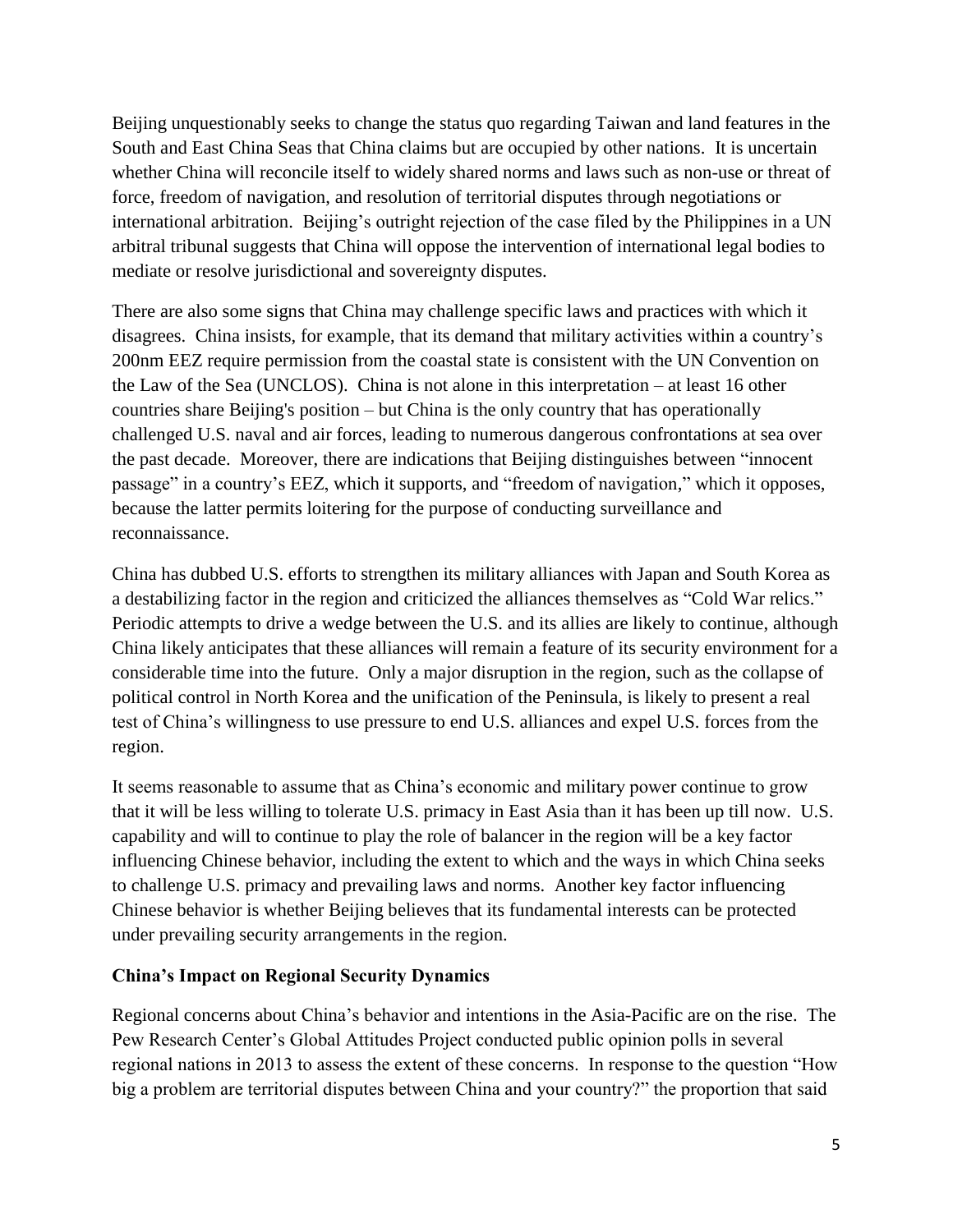Beijing unquestionably seeks to change the status quo regarding Taiwan and land features in the South and East China Seas that China claims but are occupied by other nations. It is uncertain whether China will reconcile itself to widely shared norms and laws such as non-use or threat of force, freedom of navigation, and resolution of territorial disputes through negotiations or international arbitration. Beijing's outright rejection of the case filed by the Philippines in a UN arbitral tribunal suggests that China will oppose the intervention of international legal bodies to mediate or resolve jurisdictional and sovereignty disputes.

There are also some signs that China may challenge specific laws and practices with which it disagrees. China insists, for example, that its demand that military activities within a country's 200nm EEZ require permission from the coastal state is consistent with the UN Convention on the Law of the Sea (UNCLOS). China is not alone in this interpretation – at least 16 other countries share Beijing's position – but China is the only country that has operationally challenged U.S. naval and air forces, leading to numerous dangerous confrontations at sea over the past decade. Moreover, there are indications that Beijing distinguishes between "innocent passage" in a country's EEZ, which it supports, and "freedom of navigation," which it opposes, because the latter permits loitering for the purpose of conducting surveillance and reconnaissance.

China has dubbed U.S. efforts to strengthen its military alliances with Japan and South Korea as a destabilizing factor in the region and criticized the alliances themselves as "Cold War relics." Periodic attempts to drive a wedge between the U.S. and its allies are likely to continue, although China likely anticipates that these alliances will remain a feature of its security environment for a considerable time into the future. Only a major disruption in the region, such as the collapse of political control in North Korea and the unification of the Peninsula, is likely to present a real test of China's willingness to use pressure to end U.S. alliances and expel U.S. forces from the region.

It seems reasonable to assume that as China's economic and military power continue to grow that it will be less willing to tolerate U.S. primacy in East Asia than it has been up till now. U.S. capability and will to continue to play the role of balancer in the region will be a key factor influencing Chinese behavior, including the extent to which and the ways in which China seeks to challenge U.S. primacy and prevailing laws and norms. Another key factor influencing Chinese behavior is whether Beijing believes that its fundamental interests can be protected under prevailing security arrangements in the region.

## China's Impact on Regional Security Dynamics

Regional concerns about China's behavior and intentions in the Asia-Pacific are on the rise. The Pew Research Center's Global Attitudes Project conducted public opinion polls in several regional nations in 2013 to assess the extent of these concerns. In response to the question "How big a problem are territorial disputes between China and your country?" the proportion that said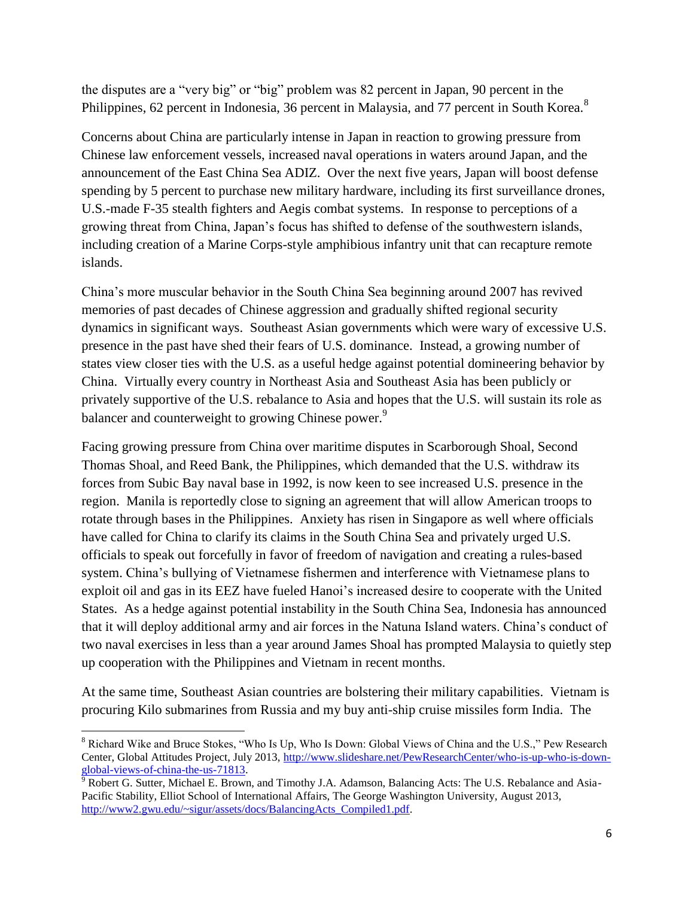the disputes are a "very big" or "big" problem was 82 percent in Japan, 90 percent in the Philippines, 62 percent in Indonesia, 36 percent in Malaysia, and 77 percent in South Korea.[8]

Concerns about China are particularly intense in Japan in reaction to growing pressure from Chinese law enforcement vessels, increased naval operations in waters around Japan, and the announcement of the East China Sea ADIZ. Over the next five years, Japan will boost defense spending by 5 percent to purchase new military hardware, including its first surveillance drones, U.S.-made F-35 stealth fighters and Aegis combat systems. In response to perceptions of a growing threat from China, Japan's focus has shifted to defense of the southwestern islands, including creation of a Marine Corps-style amphibious infantry unit that can recapture remote islands.

China's more muscular behavior in the South China Sea beginning around 2007 has revived memories of past decades of Chinese aggression and gradually shifted regional security dynamics in significant ways. Southeast Asian governments which were wary of excessive U.S. presence in the past have shed their fears of U.S. dominance. Instead, a growing number of states view closer ties with the U.S. as a useful hedge against potential domineering behavior by China. Virtually every country in Northeast Asia and Southeast Asia has been publicly or privately supportive of the U.S. rebalance to Asia and hopes that the U.S. will sustain its role as balancer and counterweight to growing Chinese power.[9]

Facing growing pressure from China over maritime disputes in Scarborough Shoal, Second Thomas Shoal, and Reed Bank, the Philippines, which demanded that the U.S. withdraw its forces from Subic Bay naval base in 1992, is now keen to see increased U.S. presence in the region. Manila is reportedly close to signing an agreement that will allow American troops to rotate through bases in the Philippines. Anxiety has risen in Singapore as well where officials have called for China to clarify its claims in the South China Sea and privately urged U.S. officials to speak out forcefully in favor of freedom of navigation and creating a rules-based system. China's bullying of Vietnamese fishermen and interference with Vietnamese plans to exploit oil and gas in its EEZ have fueled Hanoi's increased desire to cooperate with the United States. As a hedge against potential instability in the South China Sea, Indonesia has announced that it will deploy additional army and air forces in the Natuna Island waters. China's conduct of two naval exercises in less than a year around James Shoal has prompted Malaysia to quietly step up cooperation with the Philippines and Vietnam in recent months.

At the same time, Southeast Asian countries are bolstering their military capabilities. Vietnam is procuring Kilo submarines from Russia and my buy anti-ship cruise missiles form India. The

---

[8] Richard Wike and Bruce Stokes, "Who Is Up, Who Is Down: Global Views of China and the U.S.," Pew Research Center, Global Attitudes Project, July 2013, http://www.slideshare.net/PewResearchCenter/who-is-up-who-is-down-global-views-of-china-the-us-71813.

[9] Robert G. Sutter, Michael E. Brown, and Timothy J.A. Adamson, Balancing Acts: The U.S. Rebalance and Asia-Pacific Stability, Elliot School of International Affairs, The George Washington University, August 2013, http://www2.gwu.edu/~sigur/assets/docs/BalancingActs_Compiled1.pdf.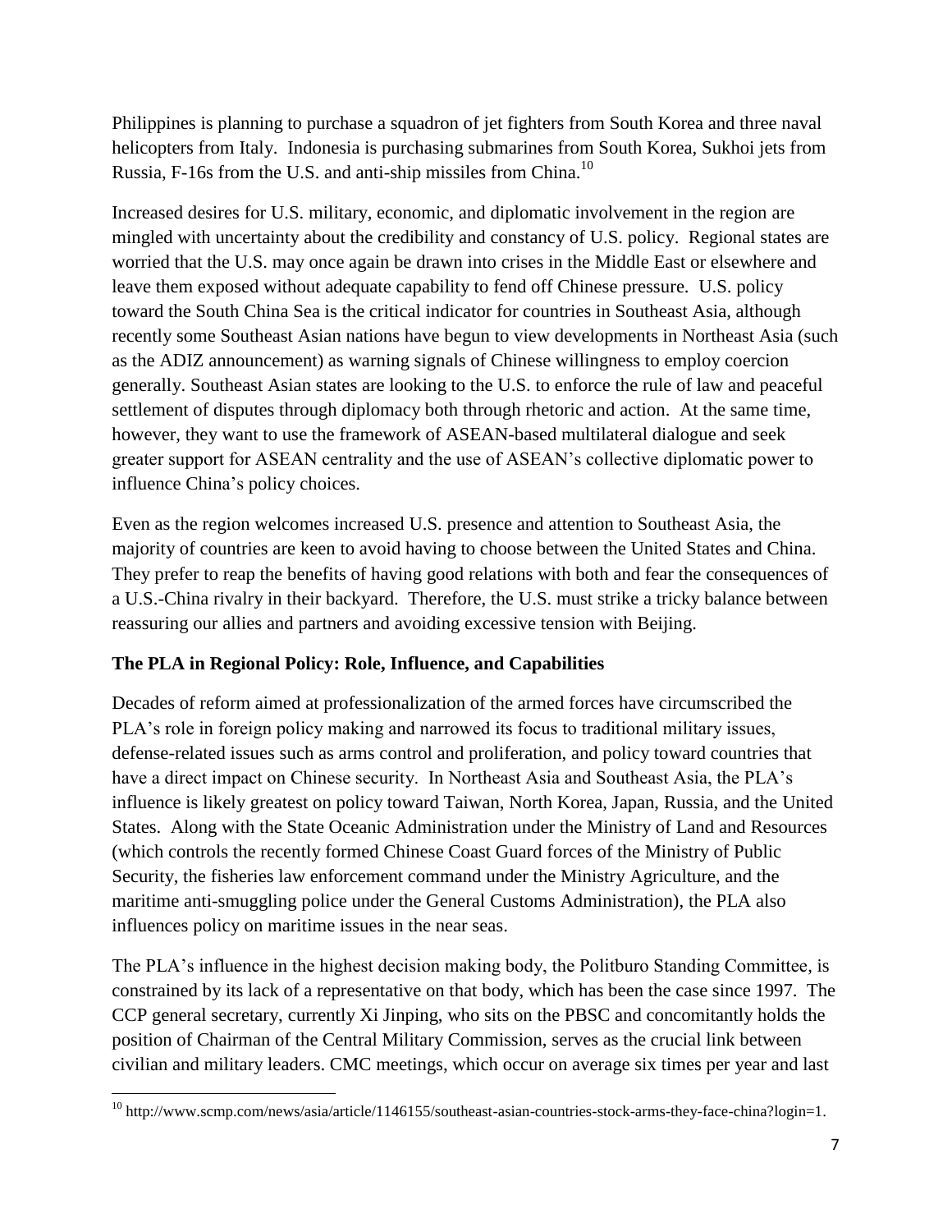Philippines is planning to purchase a squadron of jet fighters from South Korea and three naval helicopters from Italy. Indonesia is purchasing submarines from South Korea, Sukhoi jets from Russia, F-16s from the U.S. and anti-ship missiles from China.[10]

Increased desires for U.S. military, economic, and diplomatic involvement in the region are mingled with uncertainty about the credibility and constancy of U.S. policy. Regional states are worried that the U.S. may once again be drawn into crises in the Middle East or elsewhere and leave them exposed without adequate capability to fend off Chinese pressure. U.S. policy toward the South China Sea is the critical indicator for countries in Southeast Asia, although recently some Southeast Asian nations have begun to view developments in Northeast Asia (such as the ADIZ announcement) as warning signals of Chinese willingness to employ coercion generally. Southeast Asian states are looking to the U.S. to enforce the rule of law and peaceful settlement of disputes through diplomacy both through rhetoric and action. At the same time, however, they want to use the framework of ASEAN-based multilateral dialogue and seek greater support for ASEAN centrality and the use of ASEAN's collective diplomatic power to influence China's policy choices.

Even as the region welcomes increased U.S. presence and attention to Southeast Asia, the majority of countries are keen to avoid having to choose between the United States and China. They prefer to reap the benefits of having good relations with both and fear the consequences of a U.S.-China rivalry in their backyard. Therefore, the U.S. must strike a tricky balance between reassuring our allies and partners and avoiding excessive tension with Beijing.

**The PLA in Regional Policy: Role, Influence, and Capabilities**

Decades of reform aimed at professionalization of the armed forces have circumscribed the PLA's role in foreign policy making and narrowed its focus to traditional military issues, defense-related issues such as arms control and proliferation, and policy toward countries that have a direct impact on Chinese security. In Northeast Asia and Southeast Asia, the PLA's influence is likely greatest on policy toward Taiwan, North Korea, Japan, Russia, and the United States. Along with the State Oceanic Administration under the Ministry of Land and Resources (which controls the recently formed Chinese Coast Guard forces of the Ministry of Public Security, the fisheries law enforcement command under the Ministry Agriculture, and the maritime anti-smuggling police under the General Customs Administration), the PLA also influences policy on maritime issues in the near seas.

The PLA's influence in the highest decision making body, the Politburo Standing Committee, is constrained by its lack of a representative on that body, which has been the case since 1997. The CCP general secretary, currently Xi Jinping, who sits on the PBSC and concomitantly holds the position of Chairman of the Central Military Commission, serves as the crucial link between civilian and military leaders. CMC meetings, which occur on average six times per year and last

[10] http://www.scmp.com/news/asia/article/1146155/southeast-asian-countries-stock-arms-they-face-china?login=1.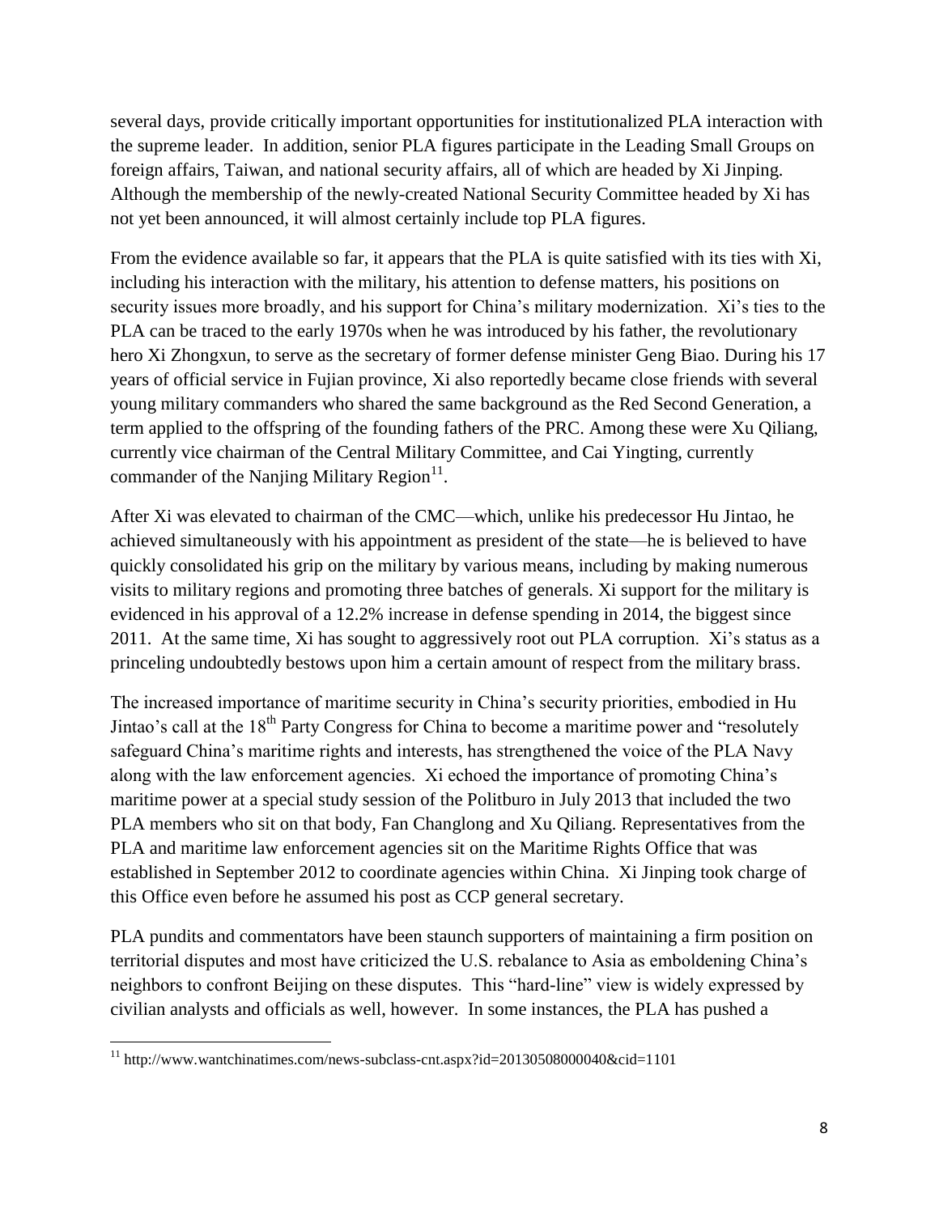several days, provide critically important opportunities for institutionalized PLA interaction with the supreme leader. In addition, senior PLA figures participate in the Leading Small Groups on foreign affairs, Taiwan, and national security affairs, all of which are headed by Xi Jinping. Although the membership of the newly-created National Security Committee headed by Xi has not yet been announced, it will almost certainly include top PLA figures.

From the evidence available so far, it appears that the PLA is quite satisfied with its ties with Xi, including his interaction with the military, his attention to defense matters, his positions on security issues more broadly, and his support for China's military modernization. Xi's ties to the PLA can be traced to the early 1970s when he was introduced by his father, the revolutionary hero Xi Zhongxun, to serve as the secretary of former defense minister Geng Biao. During his 17 years of official service in Fujian province, Xi also reportedly became close friends with several young military commanders who shared the same background as the Red Second Generation, a term applied to the offspring of the founding fathers of the PRC. Among these were Xu Qiliang, currently vice chairman of the Central Military Committee, and Cai Yingting, currently commander of the Nanjing Military Region[11].

After Xi was elevated to chairman of the CMC—which, unlike his predecessor Hu Jintao, he achieved simultaneously with his appointment as president of the state—he is believed to have quickly consolidated his grip on the military by various means, including by making numerous visits to military regions and promoting three batches of generals. Xi support for the military is evidenced in his approval of a 12.2% increase in defense spending in 2014, the biggest since 2011. At the same time, Xi has sought to aggressively root out PLA corruption. Xi's status as a princeling undoubtedly bestows upon him a certain amount of respect from the military brass.

The increased importance of maritime security in China's security priorities, embodied in Hu Jintao's call at the 18th Party Congress for China to become a maritime power and "resolutely safeguard China's maritime rights and interests, has strengthened the voice of the PLA Navy along with the law enforcement agencies. Xi echoed the importance of promoting China's maritime power at a special study session of the Politburo in July 2013 that included the two PLA members who sit on that body, Fan Changlong and Xu Qiliang. Representatives from the PLA and maritime law enforcement agencies sit on the Maritime Rights Office that was established in September 2012 to coordinate agencies within China. Xi Jinping took charge of this Office even before he assumed his post as CCP general secretary.

PLA pundits and commentators have been staunch supporters of maintaining a firm position on territorial disputes and most have criticized the U.S. rebalance to Asia as emboldening China's neighbors to confront Beijing on these disputes. This "hard-line" view is widely expressed by civilian analysts and officials as well, however. In some instances, the PLA has pushed a

---

[11] http://www.wantchinatimes.com/news-subclass-cnt.aspx?id=20130508000040&cid=1101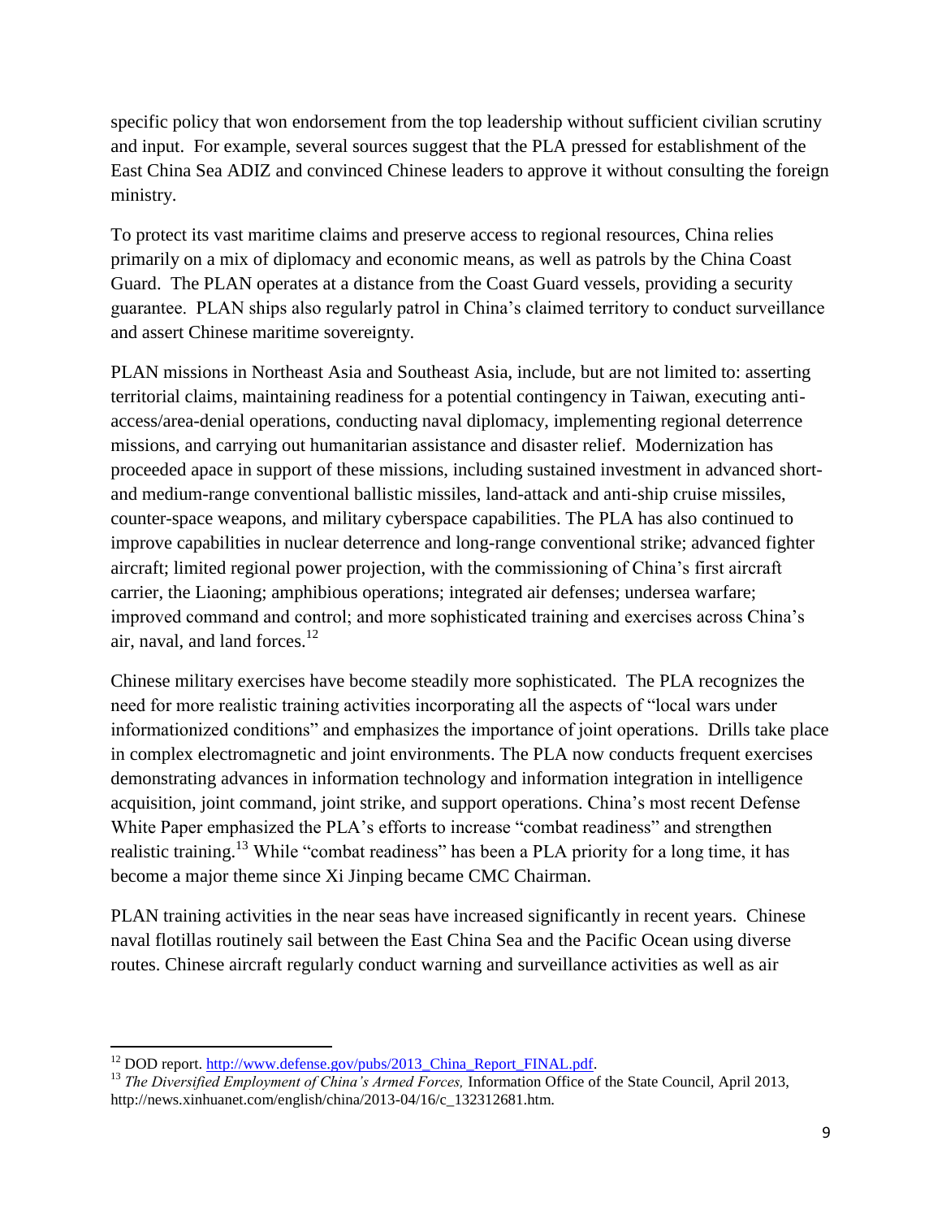specific policy that won endorsement from the top leadership without sufficient civilian scrutiny and input. For example, several sources suggest that the PLA pressed for establishment of the East China Sea ADIZ and convinced Chinese leaders to approve it without consulting the foreign ministry.

To protect its vast maritime claims and preserve access to regional resources, China relies primarily on a mix of diplomacy and economic means, as well as patrols by the China Coast Guard. The PLAN operates at a distance from the Coast Guard vessels, providing a security guarantee. PLAN ships also regularly patrol in China's claimed territory to conduct surveillance and assert Chinese maritime sovereignty.

PLAN missions in Northeast Asia and Southeast Asia, include, but are not limited to: asserting territorial claims, maintaining readiness for a potential contingency in Taiwan, executing anti-access/area-denial operations, conducting naval diplomacy, implementing regional deterrence missions, and carrying out humanitarian assistance and disaster relief. Modernization has proceeded apace in support of these missions, including sustained investment in advanced short- and medium-range conventional ballistic missiles, land-attack and anti-ship cruise missiles, counter-space weapons, and military cyberspace capabilities. The PLA has also continued to improve capabilities in nuclear deterrence and long-range conventional strike; advanced fighter aircraft; limited regional power projection, with the commissioning of China's first aircraft carrier, the Liaoning; amphibious operations; integrated air defenses; undersea warfare; improved command and control; and more sophisticated training and exercises across China's air, naval, and land forces.[12]

Chinese military exercises have become steadily more sophisticated. The PLA recognizes the need for more realistic training activities incorporating all the aspects of "local wars under informationized conditions" and emphasizes the importance of joint operations. Drills take place in complex electromagnetic and joint environments. The PLA now conducts frequent exercises demonstrating advances in information technology and information integration in intelligence acquisition, joint command, joint strike, and support operations. China's most recent Defense White Paper emphasized the PLA's efforts to increase "combat readiness" and strengthen realistic training.[13] While "combat readiness" has been a PLA priority for a long time, it has become a major theme since Xi Jinping became CMC Chairman.

PLAN training activities in the near seas have increased significantly in recent years. Chinese naval flotillas routinely sail between the East China Sea and the Pacific Ocean using diverse routes. Chinese aircraft regularly conduct warning and surveillance activities as well as air

---

[12] DOD report. http://www.defense.gov/pubs/2013_China_Report_FINAL.pdf.

[13] *The Diversified Employment of China's Armed Forces,* Information Office of the State Council, April 2013, http://news.xinhuanet.com/english/china/2013-04/16/c_132312681.htm.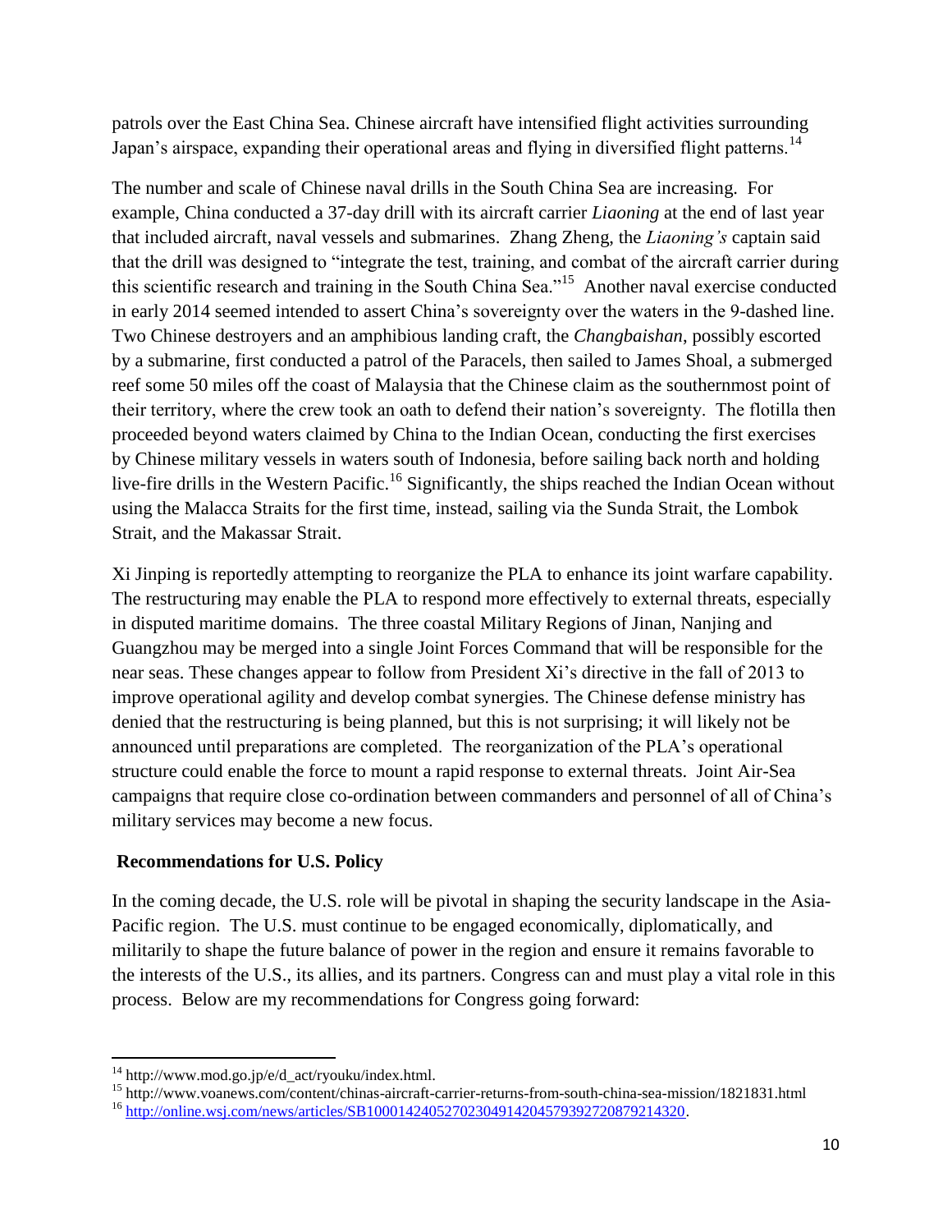patrols over the East China Sea. Chinese aircraft have intensified flight activities surrounding Japan's airspace, expanding their operational areas and flying in diversified flight patterns.[14]

The number and scale of Chinese naval drills in the South China Sea are increasing. For example, China conducted a 37-day drill with its aircraft carrier *Liaoning* at the end of last year that included aircraft, naval vessels and submarines. Zhang Zheng, the *Liaoning's* captain said that the drill was designed to "integrate the test, training, and combat of the aircraft carrier during this scientific research and training in the South China Sea."[15] Another naval exercise conducted in early 2014 seemed intended to assert China's sovereignty over the waters in the 9-dashed line. Two Chinese destroyers and an amphibious landing craft, the *Changbaishan*, possibly escorted by a submarine, first conducted a patrol of the Paracels, then sailed to James Shoal, a submerged reef some 50 miles off the coast of Malaysia that the Chinese claim as the southernmost point of their territory, where the crew took an oath to defend their nation's sovereignty. The flotilla then proceeded beyond waters claimed by China to the Indian Ocean, conducting the first exercises by Chinese military vessels in waters south of Indonesia, before sailing back north and holding live-fire drills in the Western Pacific.[16] Significantly, the ships reached the Indian Ocean without using the Malacca Straits for the first time, instead, sailing via the Sunda Strait, the Lombok Strait, and the Makassar Strait.

Xi Jinping is reportedly attempting to reorganize the PLA to enhance its joint warfare capability. The restructuring may enable the PLA to respond more effectively to external threats, especially in disputed maritime domains. The three coastal Military Regions of Jinan, Nanjing and Guangzhou may be merged into a single Joint Forces Command that will be responsible for the near seas. These changes appear to follow from President Xi's directive in the fall of 2013 to improve operational agility and develop combat synergies. The Chinese defense ministry has denied that the restructuring is being planned, but this is not surprising; it will likely not be announced until preparations are completed. The reorganization of the PLA's operational structure could enable the force to mount a rapid response to external threats. Joint Air-Sea campaigns that require close co-ordination between commanders and personnel of all of China's military services may become a new focus.

## Recommendations for U.S. Policy

In the coming decade, the U.S. role will be pivotal in shaping the security landscape in the Asia-Pacific region. The U.S. must continue to be engaged economically, diplomatically, and militarily to shape the future balance of power in the region and ensure it remains favorable to the interests of the U.S., its allies, and its partners. Congress can and must play a vital role in this process. Below are my recommendations for Congress going forward:

---

[14] http://www.mod.go.jp/e/d_act/ryouku/index.html.

[15] http://www.voanews.com/content/chinas-aircraft-carrier-returns-from-south-china-sea-mission/1821831.html

[16] http://online.wsj.com/news/articles/SB10001424052702304914204579392720879214320.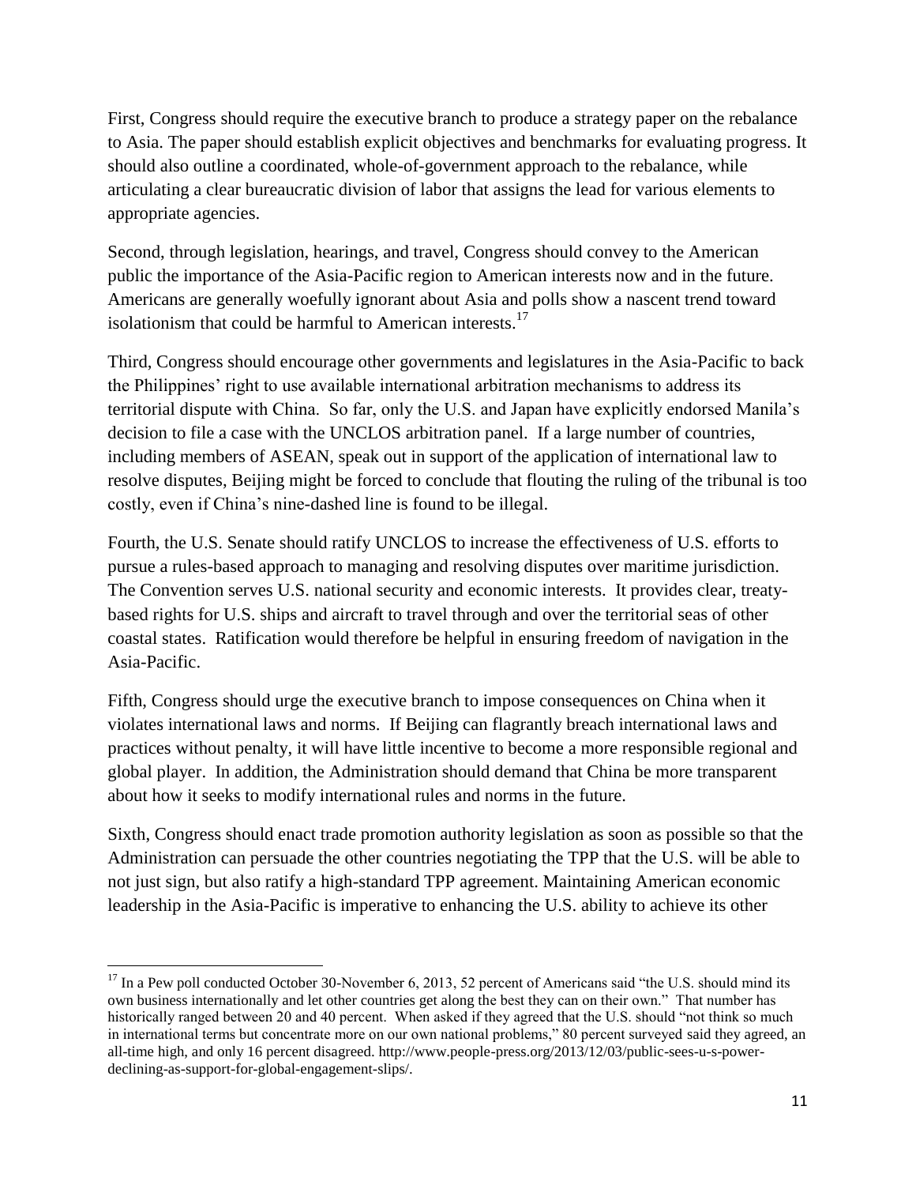First, Congress should require the executive branch to produce a strategy paper on the rebalance to Asia. The paper should establish explicit objectives and benchmarks for evaluating progress. It should also outline a coordinated, whole-of-government approach to the rebalance, while articulating a clear bureaucratic division of labor that assigns the lead for various elements to appropriate agencies.

Second, through legislation, hearings, and travel, Congress should convey to the American public the importance of the Asia-Pacific region to American interests now and in the future. Americans are generally woefully ignorant about Asia and polls show a nascent trend toward isolationism that could be harmful to American interests.[17]

Third, Congress should encourage other governments and legislatures in the Asia-Pacific to back the Philippines' right to use available international arbitration mechanisms to address its territorial dispute with China. So far, only the U.S. and Japan have explicitly endorsed Manila's decision to file a case with the UNCLOS arbitration panel. If a large number of countries, including members of ASEAN, speak out in support of the application of international law to resolve disputes, Beijing might be forced to conclude that flouting the ruling of the tribunal is too costly, even if China's nine-dashed line is found to be illegal.

Fourth, the U.S. Senate should ratify UNCLOS to increase the effectiveness of U.S. efforts to pursue a rules-based approach to managing and resolving disputes over maritime jurisdiction. The Convention serves U.S. national security and economic interests. It provides clear, treaty-based rights for U.S. ships and aircraft to travel through and over the territorial seas of other coastal states. Ratification would therefore be helpful in ensuring freedom of navigation in the Asia-Pacific.

Fifth, Congress should urge the executive branch to impose consequences on China when it violates international laws and norms. If Beijing can flagrantly breach international laws and practices without penalty, it will have little incentive to become a more responsible regional and global player. In addition, the Administration should demand that China be more transparent about how it seeks to modify international rules and norms in the future.

Sixth, Congress should enact trade promotion authority legislation as soon as possible so that the Administration can persuade the other countries negotiating the TPP that the U.S. will be able to not just sign, but also ratify a high-standard TPP agreement. Maintaining American economic leadership in the Asia-Pacific is imperative to enhancing the U.S. ability to achieve its other

---

[17] In a Pew poll conducted October 30-November 6, 2013, 52 percent of Americans said "the U.S. should mind its own business internationally and let other countries get along the best they can on their own." That number has historically ranged between 20 and 40 percent. When asked if they agreed that the U.S. should "not think so much in international terms but concentrate more on our own national problems," 80 percent surveyed said they agreed, an all-time high, and only 16 percent disagreed. http://www.people-press.org/2013/12/03/public-sees-u-s-power-declining-as-support-for-global-engagement-slips/.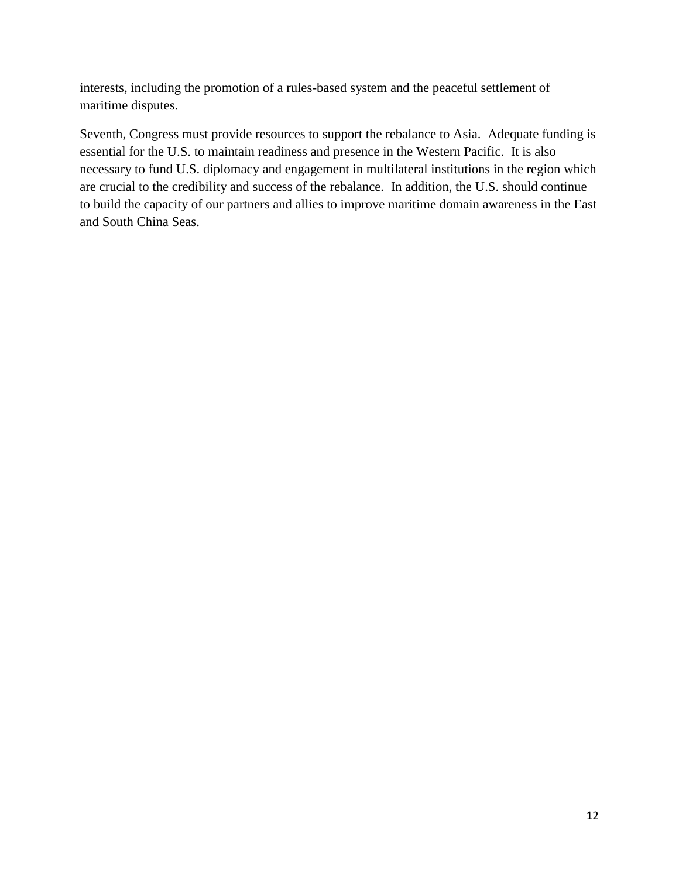interests, including the promotion of a rules-based system and the peaceful settlement of maritime disputes.

Seventh, Congress must provide resources to support the rebalance to Asia. Adequate funding is essential for the U.S. to maintain readiness and presence in the Western Pacific. It is also necessary to fund U.S. diplomacy and engagement in multilateral institutions in the region which are crucial to the credibility and success of the rebalance. In addition, the U.S. should continue to build the capacity of our partners and allies to improve maritime domain awareness in the East and South China Seas.